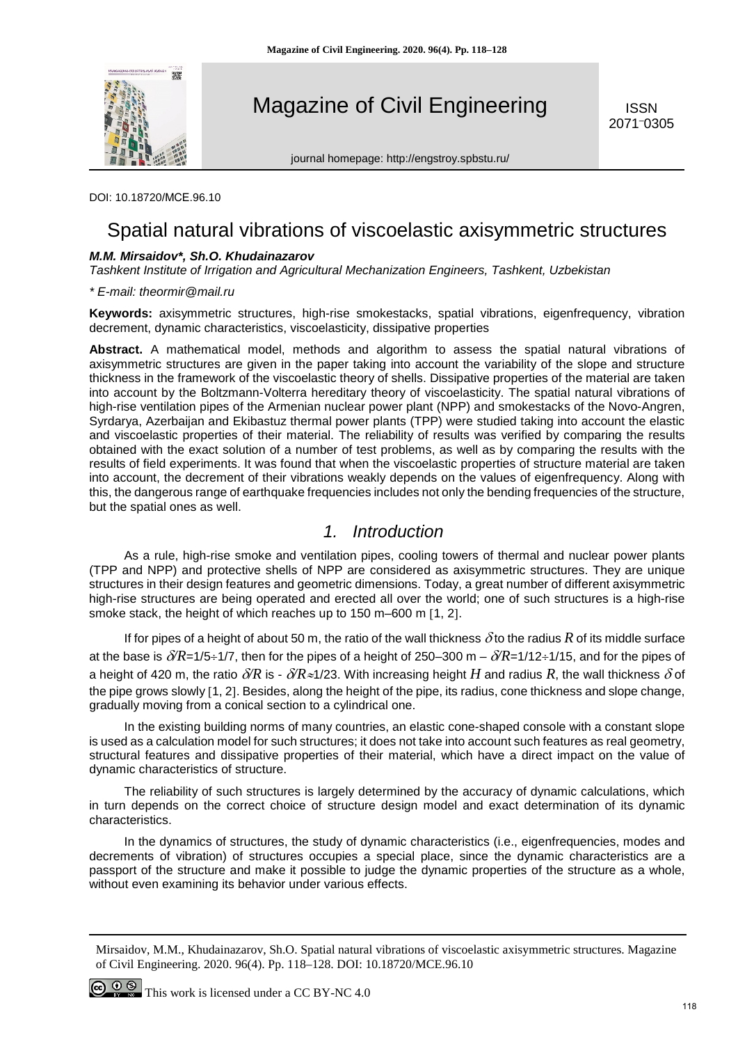DOI: 10.18720/MCE.96.10

# Spatial natural vibrations of viscoelastic axisymmetric structures

***M.M. Mirsaidov\*, Sh.O. Khudainazarov***

*Tashkent Institute of Irrigation and Agricultural Mechanization Engineers, Tashkent, Uzbekistan*

*\* E-mail: theormir@mail.ru*

**Keywords:** axisymmetric structures, high-rise smokestacks, spatial vibrations, eigenfrequency, vibration decrement, dynamic characteristics, viscoelasticity, dissipative properties

**Abstract.** A mathematical model, methods and algorithm to assess the spatial natural vibrations of axisymmetric structures are given in the paper taking into account the variability of the slope and structure thickness in the framework of the viscoelastic theory of shells. Dissipative properties of the material are taken into account by the Boltzmann-Volterra hereditary theory of viscoelasticity. The spatial natural vibrations of high-rise ventilation pipes of the Armenian nuclear power plant (NPP) and smokestacks of the Novo-Angren, Syrdarya, Azerbaijan and Ekibastuz thermal power plants (TPP) were studied taking into account the elastic and viscoelastic properties of their material. The reliability of results was verified by comparing the results obtained with the exact solution of a number of test problems, as well as by comparing the results with the results of field experiments. It was found that when the viscoelastic properties of structure material are taken into account, the decrement of their vibrations weakly depends on the values of eigenfrequency. Along with this, the dangerous range of earthquake frequencies includes not only the bending frequencies of the structure, but the spatial ones as well.

## *1. Introduction*

As a rule, high-rise smoke and ventilation pipes, cooling towers of thermal and nuclear power plants (TPP and NPP) and protective shells of NPP are considered as axisymmetric structures. They are unique structures in their design features and geometric dimensions. Today, a great number of different axisymmetric high-rise structures are being operated and erected all over the world; one of such structures is a high-rise smoke stack, the height of which reaches up to 150 m–600 m [1, 2].

If for pipes of a height of about 50 m, the ratio of the wall thickness $\delta$ to the radius $R$ of its middle surface at the base is $\delta/R$=1/5÷1/7, then for the pipes of a height of 250–300 m – $\delta/R$=1/12÷1/15, and for the pipes of a height of 420 m, the ratio $\delta/R$ is - $\delta/R\approx$1/23. With increasing height $H$ and radius $R$, the wall thickness $\delta$ of the pipe grows slowly [1, 2]. Besides, along the height of the pipe, its radius, cone thickness and slope change, gradually moving from a conical section to a cylindrical one.

In the existing building norms of many countries, an elastic cone-shaped console with a constant slope is used as a calculation model for such structures; it does not take into account such features as real geometry, structural features and dissipative properties of their material, which have a direct impact on the value of dynamic characteristics of structure.

The reliability of such structures is largely determined by the accuracy of dynamic calculations, which in turn depends on the correct choice of structure design model and exact determination of its dynamic characteristics.

In the dynamics of structures, the study of dynamic characteristics (i.e., eigenfrequencies, modes and decrements of vibration) of structures occupies a special place, since the dynamic characteristics are a passport of the structure and make it possible to judge the dynamic properties of the structure as a whole, without even examining its behavior under various effects.

Mirsaidov, M.M., Khudainazarov, Sh.O. Spatial natural vibrations of viscoelastic axisymmetric structures. Magazine of Civil Engineering. 2020. 96(4). Pp. 118–128. DOI: 10.18720/MCE.96.10

This work is licensed under a CC BY-NC 4.0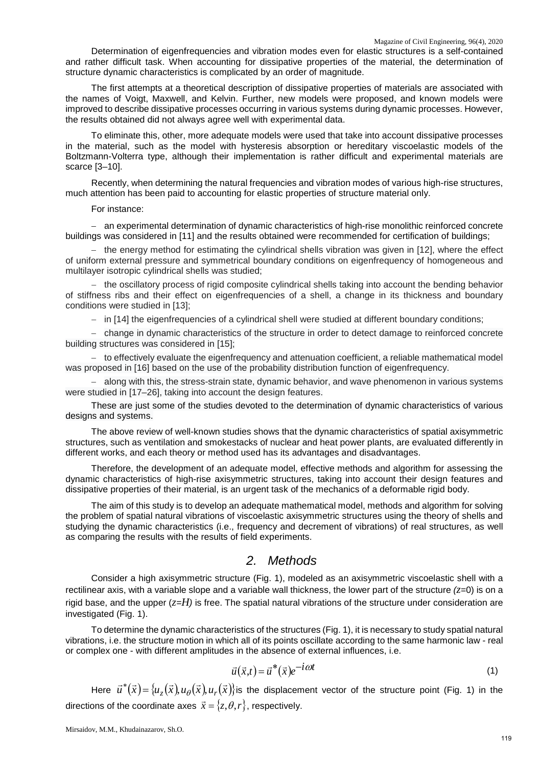Determination of eigenfrequencies and vibration modes even for elastic structures is a self-contained and rather difficult task. When accounting for dissipative properties of the material, the determination of structure dynamic characteristics is complicated by an order of magnitude.

The first attempts at a theoretical description of dissipative properties of materials are associated with the names of Voigt, Maxwell, and Kelvin. Further, new models were proposed, and known models were improved to describe dissipative processes occurring in various systems during dynamic processes. However, the results obtained did not always agree well with experimental data.

To eliminate this, other, more adequate models were used that take into account dissipative processes in the material, such as the model with hysteresis absorption or hereditary viscoelastic models of the Boltzmann-Volterra type, although their implementation is rather difficult and experimental materials are scarce [3–10].

Recently, when determining the natural frequencies and vibration modes of various high-rise structures, much attention has been paid to accounting for elastic properties of structure material only.

For instance:

- an experimental determination of dynamic characteristics of high-rise monolithic reinforced concrete buildings was considered in [11] and the results obtained were recommended for certification of buildings;
- the energy method for estimating the cylindrical shells vibration was given in [12], where the effect of uniform external pressure and symmetrical boundary conditions on eigenfrequency of homogeneous and multilayer isotropic cylindrical shells was studied;
- the oscillatory process of rigid composite cylindrical shells taking into account the bending behavior of stiffness ribs and their effect on eigenfrequencies of a shell, a change in its thickness and boundary conditions were studied in [13];
- in [14] the eigenfrequencies of a cylindrical shell were studied at different boundary conditions;
- change in dynamic characteristics of the structure in order to detect damage to reinforced concrete building structures was considered in [15];
- to effectively evaluate the eigenfrequency and attenuation coefficient, a reliable mathematical model was proposed in [16] based on the use of the probability distribution function of eigenfrequency.
- along with this, the stress-strain state, dynamic behavior, and wave phenomenon in various systems were studied in [17–26], taking into account the design features.

These are just some of the studies devoted to the determination of dynamic characteristics of various designs and systems.

The above review of well-known studies shows that the dynamic characteristics of spatial axisymmetric structures, such as ventilation and smokestacks of nuclear and heat power plants, are evaluated differently in different works, and each theory or method used has its advantages and disadvantages.

Therefore, the development of an adequate model, effective methods and algorithm for assessing the dynamic characteristics of high-rise axisymmetric structures, taking into account their design features and dissipative properties of their material, is an urgent task of the mechanics of a deformable rigid body.

The aim of this study is to develop an adequate mathematical model, methods and algorithm for solving the problem of spatial natural vibrations of viscoelastic axisymmetric structures using the theory of shells and studying the dynamic characteristics (i.e., frequency and decrement of vibrations) of real structures, as well as comparing the results with the results of field experiments.

## 2. Methods

Consider a high axisymmetric structure (Fig. 1), modeled as an axisymmetric viscoelastic shell with a rectilinear axis, with a variable slope and a variable wall thickness, the lower part of the structure ($z$=0) is on a rigid base, and the upper ($z=H$) is free. The spatial natural vibrations of the structure under consideration are investigated (Fig. 1).

To determine the dynamic characteristics of the structures (Fig. 1), it is necessary to study spatial natural vibrations, i.e. the structure motion in which all of its points oscillate according to the same harmonic law - real or complex one - with different amplitudes in the absence of external influences, i.e.

$$\vec{u}(\vec{x},t) = \vec{u}^*(\vec{x})e^{-i\omega t} \tag{1}$$

Here $\vec{u}^*(\vec{x}) = \{u_z(\vec{x}), u_\theta(\vec{x}), u_r(\vec{x})\}$ is the displacement vector of the structure point (Fig. 1) in the directions of the coordinate axes $\vec{x} = \{z, \theta, r\}$, respectively.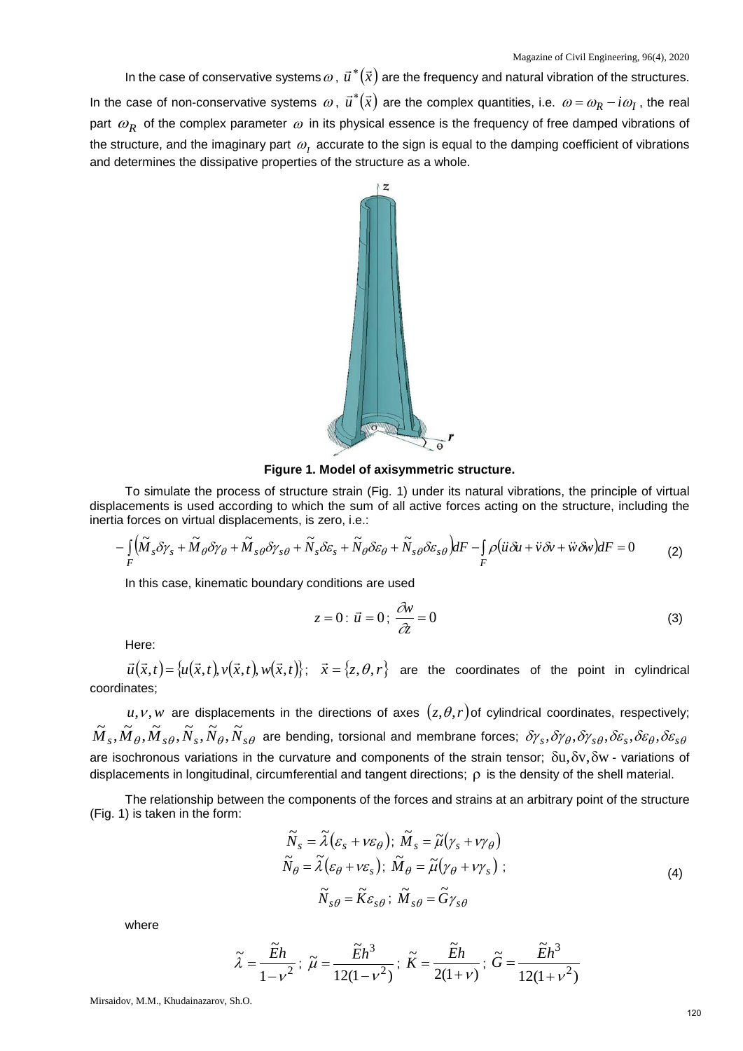In the case of conservative systems $\omega$, $\vec{u}^*(\vec{x})$ are the frequency and natural vibration of the structures. In the case of non-conservative systems $\omega$, $\vec{u}^*(\vec{x})$ are the complex quantities, i.e. $\omega = \omega_R - i\omega_I$, the real part $\omega_R$ of the complex parameter $\omega$ in its physical essence is the frequency of free damped vibrations of the structure, and the imaginary part $\omega_I$ accurate to the sign is equal to the damping coefficient of vibrations and determines the dissipative properties of the structure as a whole.

**Figure 1. Model of axisymmetric structure.**

To simulate the process of structure strain (Fig. 1) under its natural vibrations, the principle of virtual displacements is used according to which the sum of all active forces acting on the structure, including the inertia forces on virtual displacements, is zero, i.e.:

$$-\int_F \left(\tilde{M}_s\delta\gamma_s + \tilde{M}_\theta\delta\gamma_\theta + \tilde{M}_{s\theta}\delta\gamma_{s\theta} + \tilde{N}_s\delta\varepsilon_s + \tilde{N}_\theta\delta\varepsilon_\theta + \tilde{N}_{s\theta}\delta\varepsilon_{s\theta}\right)dF - \int_F \rho\left(\ddot{u}\delta u + \ddot{v}\delta v + \ddot{w}\delta w\right)dF = 0 \tag{2}$$

In this case, kinematic boundary conditions are used

$$z = 0: \; \vec{u} = 0; \; \frac{\partial w}{\partial z} = 0 \tag{3}$$

Here:

$\vec{u}(\vec{x},t) = \{u(\vec{x},t), v(\vec{x},t), w(\vec{x},t)\}$; $\vec{x} = \{z, \theta, r\}$ are the coordinates of the point in cylindrical coordinates;

$u, v, w$ are displacements in the directions of axes $(z,\theta,r)$ of cylindrical coordinates, respectively; $\tilde{M}_s, \tilde{M}_\theta, \tilde{M}_{s\theta}, \tilde{N}_s, \tilde{N}_\theta, \tilde{N}_{s\theta}$ are bending, torsional and membrane forces; $\delta\gamma_s, \delta\gamma_\theta, \delta\gamma_{s\theta}, \delta\varepsilon_s, \delta\varepsilon_\theta, \delta\varepsilon_{s\theta}$ are isochronous variations in the curvature and components of the strain tensor; $\delta u, \delta v, \delta w$ - variations of displacements in longitudinal, circumferential and tangent directions; $\rho$ is the density of the shell material.

The relationship between the components of the forces and strains at an arbitrary point of the structure (Fig. 1) is taken in the form:

$$\begin{gathered}
\tilde{N}_s = \tilde{\lambda}\left(\varepsilon_s + \nu\varepsilon_\theta\right); \; \tilde{M}_s = \tilde{\mu}\left(\gamma_s + \nu\gamma_\theta\right) \\
\tilde{N}_\theta = \tilde{\lambda}\left(\varepsilon_\theta + \nu\varepsilon_s\right); \; \tilde{M}_\theta = \tilde{\mu}\left(\gamma_\theta + \nu\gamma_s\right); \\
\tilde{N}_{s\theta} = \tilde{K}\varepsilon_{s\theta}; \; \tilde{M}_{s\theta} = \tilde{G}\gamma_{s\theta}
\end{gathered} \tag{4}$$

where

$$\tilde{\lambda} = \frac{\tilde{E}h}{1-\nu^2}; \; \tilde{\mu} = \frac{\tilde{E}h^3}{12(1-\nu^2)}; \; \tilde{K} = \frac{\tilde{E}h}{2(1+\nu)}; \; \tilde{G} = \frac{\tilde{E}h^3}{12(1+\nu^2)}$$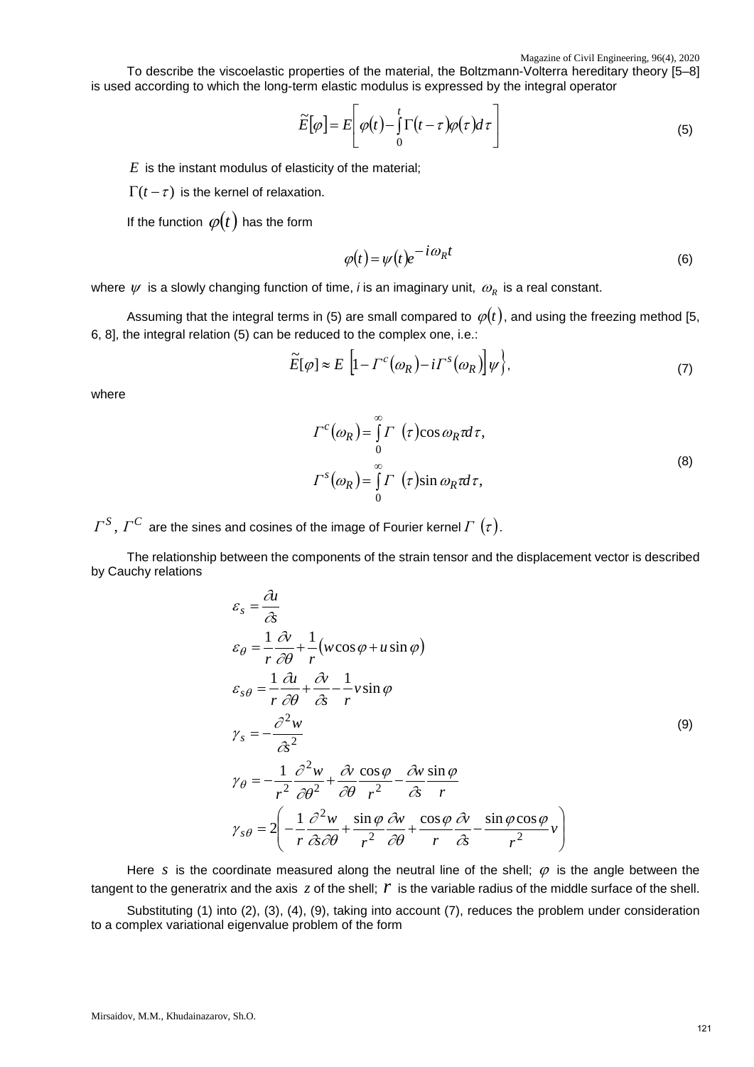To describe the viscoelastic properties of the material, the Boltzmann-Volterra hereditary theory [5–8] is used according to which the long-term elastic modulus is expressed by the integral operator

$$\tilde{E}[\varphi] = E\left[\varphi(t) - \int_0^t \Gamma(t-\tau)\varphi(\tau)d\tau\right] \tag{5}$$

$E$ is the instant modulus of elasticity of the material;

$\Gamma(t-\tau)$ is the kernel of relaxation.

If the function $\varphi(t)$ has the form

$$\varphi(t) = \psi(t)e^{-i\omega_R t} \tag{6}$$

where $\psi$ is a slowly changing function of time, *i* is an imaginary unit, $\omega_R$ is a real constant.

Assuming that the integral terms in (5) are small compared to $\varphi(t)$, and using the freezing method [5, 6, 8], the integral relation (5) can be reduced to the complex one, i.e.:

$$\tilde{E}[\varphi] \approx E\left[1 - \Gamma^c(\omega_R) - i\Gamma^s(\omega_R)\right]\psi\}, \tag{7}$$

where

$$\Gamma^c(\omega_R) = \int_0^\infty \Gamma(\tau)\cos\omega_R\tau d\tau,$$
$$\Gamma^s(\omega_R) = \int_0^\infty \Gamma(\tau)\sin\omega_R\tau d\tau, \tag{8}$$

$\Gamma^S$, $\Gamma^C$ are the sines and cosines of the image of Fourier kernel $\Gamma(\tau)$.

The relationship between the components of the strain tensor and the displacement vector is described by Cauchy relations

$$\begin{aligned}
\varepsilon_s &= \frac{\partial u}{\partial s} \\
\varepsilon_\theta &= \frac{1}{r}\frac{\partial v}{\partial\theta} + \frac{1}{r}(w\cos\varphi + u\sin\varphi) \\
\varepsilon_{s\theta} &= \frac{1}{r}\frac{\partial u}{\partial\theta} + \frac{\partial v}{\partial s} - \frac{1}{r}v\sin\varphi \\
\gamma_s &= -\frac{\partial^2 w}{\partial s^2} \\
\gamma_\theta &= -\frac{1}{r^2}\frac{\partial^2 w}{\partial\theta^2} + \frac{\partial v}{\partial\theta}\frac{\cos\varphi}{r^2} - \frac{\partial w}{\partial s}\frac{\sin\varphi}{r} \\
\gamma_{s\theta} &= 2\left(-\frac{1}{r}\frac{\partial^2 w}{\partial s\partial\theta} + \frac{\sin\varphi}{r^2}\frac{\partial w}{\partial\theta} + \frac{\cos\varphi}{r}\frac{\partial v}{\partial s} - \frac{\sin\varphi\cos\varphi}{r^2}v\right)
\end{aligned} \tag{9}$$

Here $s$ is the coordinate measured along the neutral line of the shell; $\varphi$ is the angle between the tangent to the generatrix and the axis $z$ of the shell; $r$ is the variable radius of the middle surface of the shell.

Substituting (1) into (2), (3), (4), (9), taking into account (7), reduces the problem under consideration to a complex variational eigenvalue problem of the form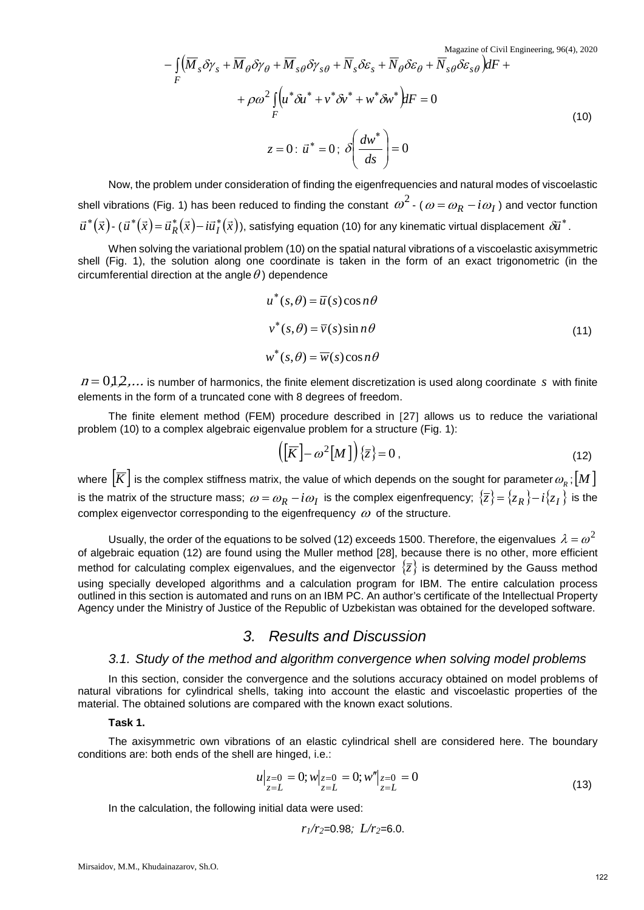$$- \int_F \left(\overline{M}_s \delta\gamma_s + \overline{M}_\theta \delta\gamma_\theta + \overline{M}_{s\theta} \delta\gamma_{s\theta} + \overline{N}_s \delta\varepsilon_s + \overline{N}_\theta \delta\varepsilon_\theta + \overline{N}_{s\theta} \delta\varepsilon_{s\theta}\right) dF +$$

$$+ \rho\omega^2 \int_F \left(u^* \delta u^* + v^* \delta v^* + w^* \delta w^*\right) dF = 0 \tag{10}$$

$$z = 0: \vec{u}^* = 0;\ \delta\left(\frac{dw^*}{ds}\right) = 0$$

Now, the problem under consideration of finding the eigenfrequencies and natural modes of viscoelastic shell vibrations (Fig. 1) has been reduced to finding the constant $\omega^2$ - ($\omega = \omega_R - i\omega_I$) and vector function $\vec{u}^*(\vec{x})$ - ($\vec{u}^*(\vec{x}) = \vec{u}_R^*(\vec{x}) - i\vec{u}_I^*(\vec{x})$), satisfying equation (10) for any kinematic virtual displacement $\delta\vec{u}^*$.

When solving the variational problem (10) on the spatial natural vibrations of a viscoelastic axisymmetric shell (Fig. 1), the solution along one coordinate is taken in the form of an exact trigonometric (in the circumferential direction at the angle $\theta$) dependence

$$u^*(s,\theta) = \overline{u}(s)\cos n\theta$$

$$v^*(s,\theta) = \overline{v}(s)\sin n\theta \tag{11}$$

$$w^*(s,\theta) = \overline{w}(s)\cos n\theta$$

$n = 0,1,2,\ldots$ is number of harmonics, the finite element discretization is used along coordinate $s$ with finite elements in the form of a truncated cone with 8 degrees of freedom.

The finite element method (FEM) procedure described in [27] allows us to reduce the variational problem (10) to a complex algebraic eigenvalue problem for a structure (Fig. 1):

$$\left(\left[\overline{K}\right] - \omega^2[M]\right)\{\overline{z}\} = 0, \tag{12}$$

where $\left[\overline{K}\right]$ is the complex stiffness matrix, the value of which depends on the sought for parameter $\omega_R$; $[M]$ is the matrix of the structure mass; $\omega = \omega_R - i\omega_I$ is the complex eigenfrequency; $\{\overline{z}\} = \{z_R\} - i\{z_I\}$ is the complex eigenvector corresponding to the eigenfrequency $\omega$ of the structure.

Usually, the order of the equations to be solved (12) exceeds 1500. Therefore, the eigenvalues $\lambda = \omega^2$ of algebraic equation (12) are found using the Muller method [28], because there is no other, more efficient method for calculating complex eigenvalues, and the eigenvector $\{\overline{z}\}$ is determined by the Gauss method using specially developed algorithms and a calculation program for IBM. The entire calculation process outlined in this section is automated and runs on an IBM PC. An author's certificate of the Intellectual Property Agency under the Ministry of Justice of the Republic of Uzbekistan was obtained for the developed software.

## *3. Results and Discussion*

### *3.1. Study of the method and algorithm convergence when solving model problems*

In this section, consider the convergence and the solutions accuracy obtained on model problems of natural vibrations for cylindrical shells, taking into account the elastic and viscoelastic properties of the material. The obtained solutions are compared with the known exact solutions.

**Task 1.**

The axisymmetric own vibrations of an elastic cylindrical shell are considered here. The boundary conditions are: both ends of the shell are hinged, i.e.:

$$u\big|_{\substack{z=0\\z=L}} = 0;\ w\big|_{\substack{z=0\\z=L}} = 0;\ w''\big|_{\substack{z=0\\z=L}} = 0 \tag{13}$$

In the calculation, the following initial data were used:

$r_1/r_2=0.98;\ L/r_2=6.0.$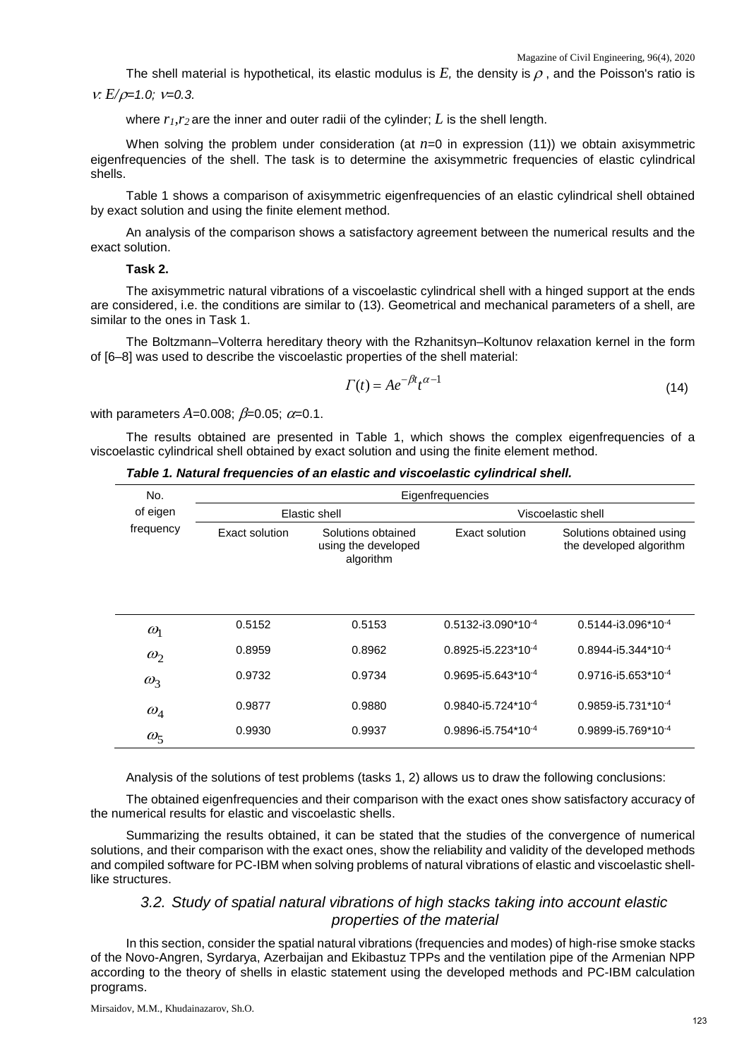The shell material is hypothetical, its elastic modulus is $E$, the density is $\rho$, and the Poisson's ratio is $\nu$: $E/\rho=1.0$; $\nu=0.3$.

where $r_1$,$r_2$ are the inner and outer radii of the cylinder; $L$ is the shell length.

When solving the problem under consideration (at $n$=0 in expression (11)) we obtain axisymmetric eigenfrequencies of the shell. The task is to determine the axisymmetric frequencies of elastic cylindrical shells.

Table 1 shows a comparison of axisymmetric eigenfrequencies of an elastic cylindrical shell obtained by exact solution and using the finite element method.

An analysis of the comparison shows a satisfactory agreement between the numerical results and the exact solution.

**Task 2.**

The axisymmetric natural vibrations of a viscoelastic cylindrical shell with a hinged support at the ends are considered, i.e. the conditions are similar to (13). Geometrical and mechanical parameters of a shell, are similar to the ones in Task 1.

The Boltzmann–Volterra hereditary theory with the Rzhanitsyn–Koltunov relaxation kernel in the form of [6–8] was used to describe the viscoelastic properties of the shell material:

$$\Gamma(t) = Ae^{-\beta t}t^{\alpha-1} \tag{14}$$

with parameters $A$=0.008; $\beta$=0.05; $\alpha$=0.1.

The results obtained are presented in Table 1, which shows the complex eigenfrequencies of a viscoelastic cylindrical shell obtained by exact solution and using the finite element method.

***Table 1. Natural frequencies of an elastic and viscoelastic cylindrical shell.***

| No. of eigen frequency | Eigenfrequencies | | | |
|---|---|---|---|---|
| | Elastic shell | | Viscoelastic shell | |
| | Exact solution | Solutions obtained using the developed algorithm | Exact solution | Solutions obtained using the developed algorithm |
| $\omega_1$ | 0.5152 | 0.5153 | 0.5132-i3.090*10$^{-4}$ | 0.5144-i3.096*10$^{-4}$ |
| $\omega_2$ | 0.8959 | 0.8962 | 0.8925-i5.223*10$^{-4}$ | 0.8944-i5.344*10$^{-4}$ |
| $\omega_3$ | 0.9732 | 0.9734 | 0.9695-i5.643*10$^{-4}$ | 0.9716-i5.653*10$^{-4}$ |
| $\omega_4$ | 0.9877 | 0.9880 | 0.9840-i5.724*10$^{-4}$ | 0.9859-i5.731*10$^{-4}$ |
| $\omega_5$ | 0.9930 | 0.9937 | 0.9896-i5.754*10$^{-4}$ | 0.9899-i5.769*10$^{-4}$ |

Analysis of the solutions of test problems (tasks 1, 2) allows us to draw the following conclusions:

The obtained eigenfrequencies and their comparison with the exact ones show satisfactory accuracy of the numerical results for elastic and viscoelastic shells.

Summarizing the results obtained, it can be stated that the studies of the convergence of numerical solutions, and their comparison with the exact ones, show the reliability and validity of the developed methods and compiled software for PC-IBM when solving problems of natural vibrations of elastic and viscoelastic shell-like structures.

### *3.2. Study of spatial natural vibrations of high stacks taking into account elastic properties of the material*

In this section, consider the spatial natural vibrations (frequencies and modes) of high-rise smoke stacks of the Novo-Angren, Syrdarya, Azerbaijan and Ekibastuz TPPs and the ventilation pipe of the Armenian NPP according to the theory of shells in elastic statement using the developed methods and PC-IBM calculation programs.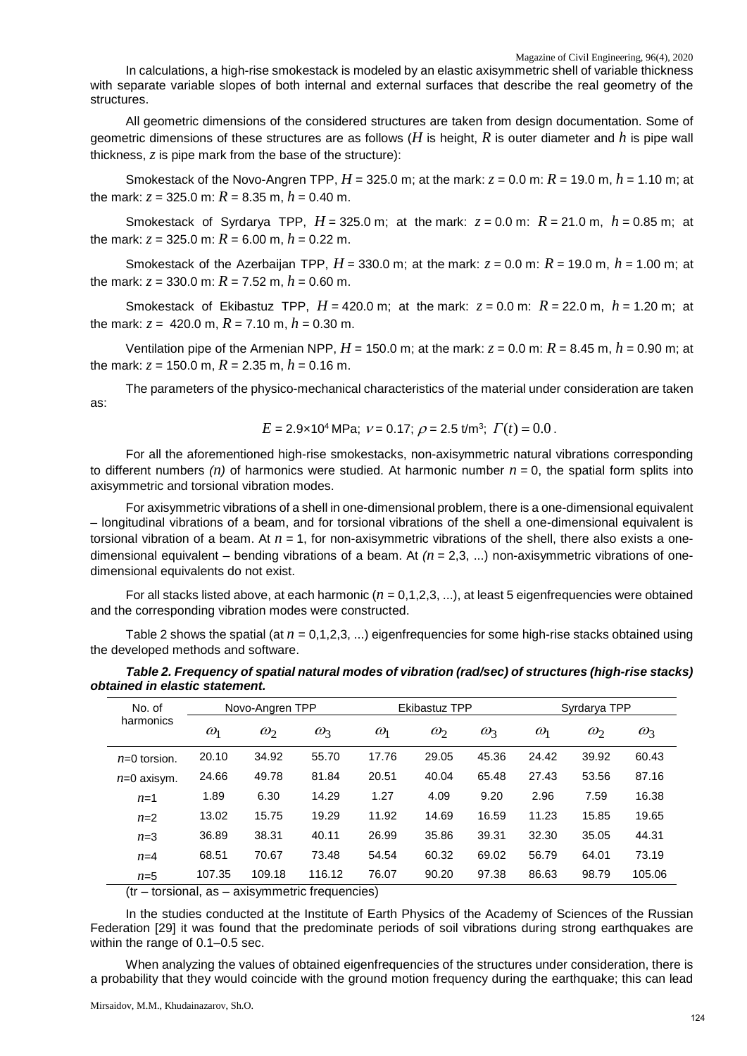In calculations, a high-rise smokestack is modeled by an elastic axisymmetric shell of variable thickness with separate variable slopes of both internal and external surfaces that describe the real geometry of the structures.

All geometric dimensions of the considered structures are taken from design documentation. Some of geometric dimensions of these structures are as follows ($H$ is height, $R$ is outer diameter and $h$ is pipe wall thickness, $z$ is pipe mark from the base of the structure):

Smokestack of the Novo-Angren TPP, $H$ = 325.0 m; at the mark: $z$ = 0.0 m: $R$ = 19.0 m, $h$ = 1.10 m; at the mark: $z$ = 325.0 m: $R$ = 8.35 m, $h$ = 0.40 m.

Smokestack of Syrdarya TPP, $H$ = 325.0 m; at the mark: $z$ = 0.0 m: $R$ = 21.0 m, $h$ = 0.85 m; at the mark: $z$ = 325.0 m: $R$ = 6.00 m, $h$ = 0.22 m.

Smokestack of the Azerbaijan TPP, $H$ = 330.0 m; at the mark: $z$ = 0.0 m: $R$ = 19.0 m, $h$ = 1.00 m; at the mark: $z$ = 330.0 m: $R$ = 7.52 m, $h$ = 0.60 m.

Smokestack of Ekibastuz TPP, $H$ = 420.0 m; at the mark: $z$ = 0.0 m: $R$ = 22.0 m, $h$ = 1.20 m; at the mark: $z$ = 420.0 m, $R$ = 7.10 m, $h$ = 0.30 m.

Ventilation pipe of the Armenian NPP, $H$ = 150.0 m; at the mark: $z$ = 0.0 m: $R$ = 8.45 m, $h$ = 0.90 m; at the mark: $z$ = 150.0 m, $R$ = 2.35 m, $h$ = 0.16 m.

The parameters of the physico-mechanical characteristics of the material under consideration are taken as:

$$E = 2.9\times10^4 \text{ MPa};\ \nu = 0.17;\ \rho = 2.5 \text{ t/m}^3;\ \Gamma(t) = 0.0.$$

For all the aforementioned high-rise smokestacks, non-axisymmetric natural vibrations corresponding to different numbers *(n)* of harmonics were studied. At harmonic number $n = 0$, the spatial form splits into axisymmetric and torsional vibration modes.

For axisymmetric vibrations of a shell in one-dimensional problem, there is a one-dimensional equivalent – longitudinal vibrations of a beam, and for torsional vibrations of the shell a one-dimensional equivalent is torsional vibration of a beam. At $n = 1$, for non-axisymmetric vibrations of the shell, there also exists a one-dimensional equivalent – bending vibrations of a beam. At $(n = 2,3, ...)$ non-axisymmetric vibrations of one-dimensional equivalents do not exist.

For all stacks listed above, at each harmonic ($n$ = 0,1,2,3, ...), at least 5 eigenfrequencies were obtained and the corresponding vibration modes were constructed.

Table 2 shows the spatial (at $n$ = 0,1,2,3, ...) eigenfrequencies for some high-rise stacks obtained using the developed methods and software.

***Table 2. Frequency of spatial natural modes of vibration (rad/sec) of structures (high-rise stacks) obtained in elastic statement.***

| No. of harmonics | Novo-Angren TPP | | | Ekibastuz TPP | | | Syrdarya TPP | | |
|---|---|---|---|---|---|---|---|---|---|
| | $\omega_1$ | $\omega_2$ | $\omega_3$ | $\omega_1$ | $\omega_2$ | $\omega_3$ | $\omega_1$ | $\omega_2$ | $\omega_3$ |
| $n$=0 torsion. | 20.10 | 34.92 | 55.70 | 17.76 | 29.05 | 45.36 | 24.42 | 39.92 | 60.43 |
| $n$=0 axisym. | 24.66 | 49.78 | 81.84 | 20.51 | 40.04 | 65.48 | 27.43 | 53.56 | 87.16 |
| $n$=1 | 1.89 | 6.30 | 14.29 | 1.27 | 4.09 | 9.20 | 2.96 | 7.59 | 16.38 |
| $n$=2 | 13.02 | 15.75 | 19.29 | 11.92 | 14.69 | 16.59 | 11.23 | 15.85 | 19.65 |
| $n$=3 | 36.89 | 38.31 | 40.11 | 26.99 | 35.86 | 39.31 | 32.30 | 35.05 | 44.31 |
| $n$=4 | 68.51 | 70.67 | 73.48 | 54.54 | 60.32 | 69.02 | 56.79 | 64.01 | 73.19 |
| $n$=5 | 107.35 | 109.18 | 116.12 | 76.07 | 90.20 | 97.38 | 86.63 | 98.79 | 105.06 |

(tr – torsional, as – axisymmetric frequencies)

In the studies conducted at the Institute of Earth Physics of the Academy of Sciences of the Russian Federation [29] it was found that the predominate periods of soil vibrations during strong earthquakes are within the range of 0.1–0.5 sec.

When analyzing the values of obtained eigenfrequencies of the structures under consideration, there is a probability that they would coincide with the ground motion frequency during the earthquake; this can lead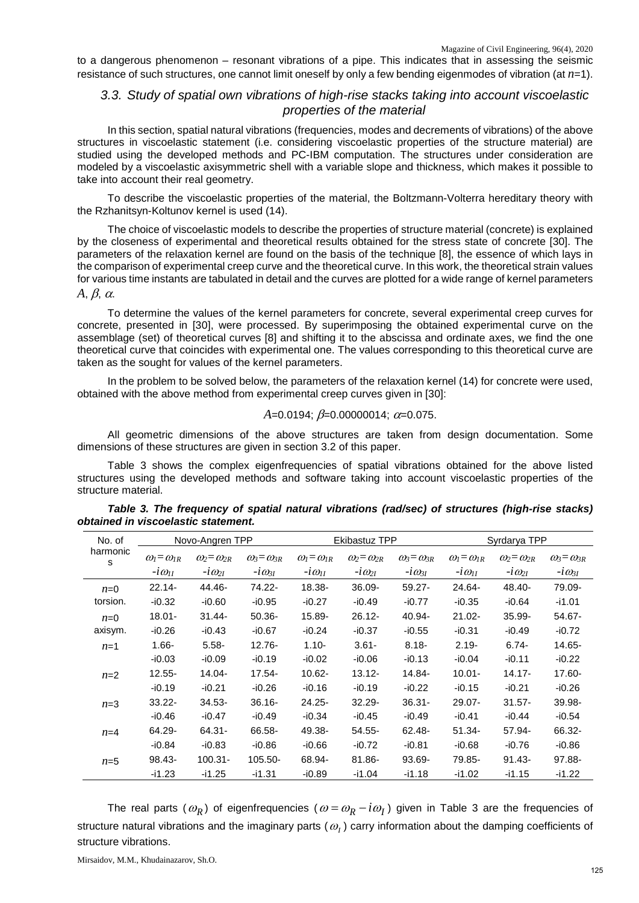to a dangerous phenomenon – resonant vibrations of a pipe. This indicates that in assessing the seismic resistance of such structures, one cannot limit oneself by only a few bending eigenmodes of vibration (at $n$=1).

### 3.3. Study of spatial own vibrations of high-rise stacks taking into account viscoelastic properties of the material

In this section, spatial natural vibrations (frequencies, modes and decrements of vibrations) of the above structures in viscoelastic statement (i.e. considering viscoelastic properties of the structure material) are studied using the developed methods and PC-IBM computation. The structures under consideration are modeled by a viscoelastic axisymmetric shell with a variable slope and thickness, which makes it possible to take into account their real geometry.

To describe the viscoelastic properties of the material, the Boltzmann-Volterra hereditary theory with the Rzhanitsyn-Koltunov kernel is used (14).

The choice of viscoelastic models to describe the properties of structure material (concrete) is explained by the closeness of experimental and theoretical results obtained for the stress state of concrete [30]. The parameters of the relaxation kernel are found on the basis of the technique [8], the essence of which lays in the comparison of experimental creep curve and the theoretical curve. In this work, the theoretical strain values for various time instants are tabulated in detail and the curves are plotted for a wide range of kernel parameters $A$, $\beta$, $\alpha$.

To determine the values of the kernel parameters for concrete, several experimental creep curves for concrete, presented in [30], were processed. By superimposing the obtained experimental curve on the assemblage (set) of theoretical curves [8] and shifting it to the abscissa and ordinate axes, we find the one theoretical curve that coincides with experimental one. The values corresponding to this theoretical curve are taken as the sought for values of the kernel parameters.

In the problem to be solved below, the parameters of the relaxation kernel (14) for concrete were used, obtained with the above method from experimental creep curves given in [30]:

$$A=0.0194;\ \beta=0.00000014;\ \alpha=0.075.$$

All geometric dimensions of the above structures are taken from design documentation. Some dimensions of these structures are given in section 3.2 of this paper.

Table 3 shows the complex eigenfrequencies of spatial vibrations obtained for the above listed structures using the developed methods and software taking into account viscoelastic properties of the structure material.

***Table 3. The frequency of spatial natural vibrations (rad/sec) of structures (high-rise stacks) obtained in viscoelastic statement.***

| No. of harmonics | Novo-Angren TPP | | | Ekibastuz TPP | | | Syrdarya TPP | | |
|---|---|---|---|---|---|---|---|---|---|
| | $\omega_1=\omega_{1R}-i\omega_{1I}$ | $\omega_2=\omega_{2R}-i\omega_{2I}$ | $\omega_3=\omega_{3R}-i\omega_{3I}$ | $\omega_1=\omega_{1R}-i\omega_{1I}$ | $\omega_2=\omega_{2R}-i\omega_{2I}$ | $\omega_3=\omega_{3R}-i\omega_{3I}$ | $\omega_1=\omega_{1R}-i\omega_{1I}$ | $\omega_2=\omega_{2R}-i\omega_{2I}$ | $\omega_3=\omega_{3R}-i\omega_{3I}$ |
| $n$=0 torsion. | 22.14- -i0.32 | 44.46- -i0.60 | 74.22- -i0.95 | 18.38- -i0.27 | 36.09- -i0.49 | 59.27- -i0.77 | 24.64- -i0.35 | 48.40- -i0.64 | 79.09- -i1.01 |
| $n$=0 axisym. | 18.01- -i0.26 | 31.44- -i0.43 | 50.36- -i0.67 | 15.89- -i0.24 | 26.12- -i0.37 | 40.94- -i0.55 | 21.02- -i0.31 | 35.99- -i0.49 | 54.67- -i0.72 |
| $n$=1 | 1.66- -i0.03 | 5.58- -i0.09 | 12.76- -i0.19 | 1.10- -i0.02 | 3.61- -i0.06 | 8.18- -i0.13 | 2.19- -i0.04 | 6.74- -i0.11 | 14.65- -i0.22 |
| $n$=2 | 12.55- -i0.19 | 14.04- -i0.21 | 17.54- -i0.26 | 10.62- -i0.16 | 13.12- -i0.19 | 14.84- -i0.22 | 10.01- -i0.15 | 14.17- -i0.21 | 17.60- -i0.26 |
| $n$=3 | 33.22- -i0.46 | 34.53- -i0.47 | 36.16- -i0.49 | 24.25- -i0.34 | 32.29- -i0.45 | 36.31- -i0.49 | 29.07- -i0.41 | 31.57- -i0.44 | 39.98- -i0.54 |
| $n$=4 | 64.29- -i0.84 | 64.31- -i0.83 | 66.58- -i0.86 | 49.38- -i0.66 | 54.55- -i0.72 | 62.48- -i0.81 | 51.34- -i0.68 | 57.94- -i0.76 | 66.32- -i0.86 |
| $n$=5 | 98.43- -i1.23 | 100.31- -i1.25 | 105.50- -i1.31 | 68.94- -i0.89 | 81.86- -i1.04 | 93.69- -i1.18 | 79.85- -i1.02 | 91.43- -i1.15 | 97.88- -i1.22 |

The real parts ($\omega_R$) of eigenfrequencies ($\omega=\omega_R-i\omega_I$) given in Table 3 are the frequencies of structure natural vibrations and the imaginary parts ($\omega_I$) carry information about the damping coefficients of structure vibrations.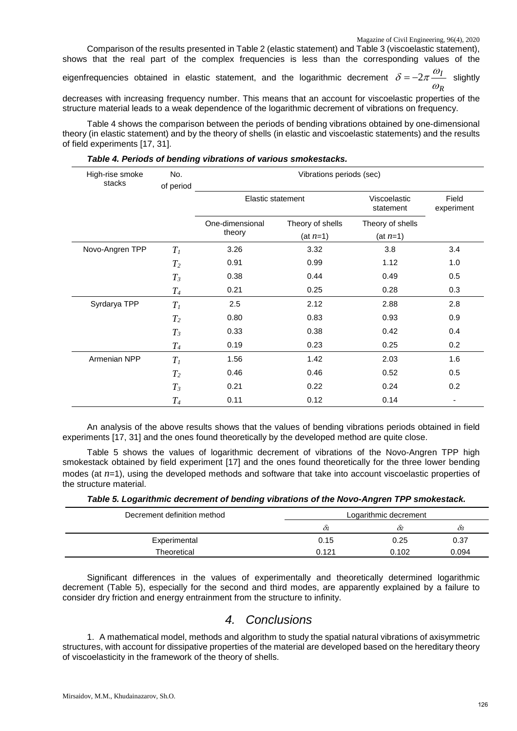Comparison of the results presented in Table 2 (elastic statement) and Table 3 (viscoelastic statement), shows that the real part of the complex frequencies is less than the corresponding values of the eigenfrequencies obtained in elastic statement, and the logarithmic decrement $\delta = -2\pi \frac{\omega_I}{\omega_R}$ slightly decreases with increasing frequency number. This means that an account for viscoelastic properties of the structure material leads to a weak dependence of the logarithmic decrement of vibrations on frequency.

Table 4 shows the comparison between the periods of bending vibrations obtained by one-dimensional theory (in elastic statement) and by the theory of shells (in elastic and viscoelastic statements) and the results of field experiments [17, 31].

***Table 4. Periods of bending vibrations of various smokestacks.***

| High-rise smoke stacks | No. of period | Vibrations periods (sec) | | | |
|---|---|---|---|---|---|
| | | Elastic statement | | Viscoelastic statement | Field experiment |
| | | One-dimensional theory | Theory of shells (at $n$=1) | Theory of shells (at $n$=1) | |
| Novo-Angren TPP | $T_1$ | 3.26 | 3.32 | 3.8 | 3.4 |
| | $T_2$ | 0.91 | 0.99 | 1.12 | 1.0 |
| | $T_3$ | 0.38 | 0.44 | 0.49 | 0.5 |
| | $T_4$ | 0.21 | 0.25 | 0.28 | 0.3 |
| Syrdarya TPP | $T_1$ | 2.5 | 2.12 | 2.88 | 2.8 |
| | $T_2$ | 0.80 | 0.83 | 0.93 | 0.9 |
| | $T_3$ | 0.33 | 0.38 | 0.42 | 0.4 |
| | $T_4$ | 0.19 | 0.23 | 0.25 | 0.2 |
| Armenian NPP | $T_1$ | 1.56 | 1.42 | 2.03 | 1.6 |
| | $T_2$ | 0.46 | 0.46 | 0.52 | 0.5 |
| | $T_3$ | 0.21 | 0.22 | 0.24 | 0.2 |
| | $T_4$ | 0.11 | 0.12 | 0.14 | - |

An analysis of the above results shows that the values of bending vibrations periods obtained in field experiments [17, 31] and the ones found theoretically by the developed method are quite close.

Table 5 shows the values of logarithmic decrement of vibrations of the Novo-Angren TPP high smokestack obtained by field experiment [17] and the ones found theoretically for the three lower bending modes (at $n$=1), using the developed methods and software that take into account viscoelastic properties of the structure material.

***Table 5. Logarithmic decrement of bending vibrations of the Novo-Angren TPP smokestack.***

| Decrement definition method | Logarithmic decrement | | |
|---|---|---|---|
| | $\delta_1$ | $\delta_2$ | $\delta_3$ |
| Experimental | 0.15 | 0.25 | 0.37 |
| Theoretical | 0.121 | 0.102 | 0.094 |

Significant differences in the values of experimentally and theoretically determined logarithmic decrement (Table 5), especially for the second and third modes, are apparently explained by a failure to consider dry friction and energy entrainment from the structure to infinity.

## 4. Conclusions

1. A mathematical model, methods and algorithm to study the spatial natural vibrations of axisymmetric structures, with account for dissipative properties of the material are developed based on the hereditary theory of viscoelasticity in the framework of the theory of shells.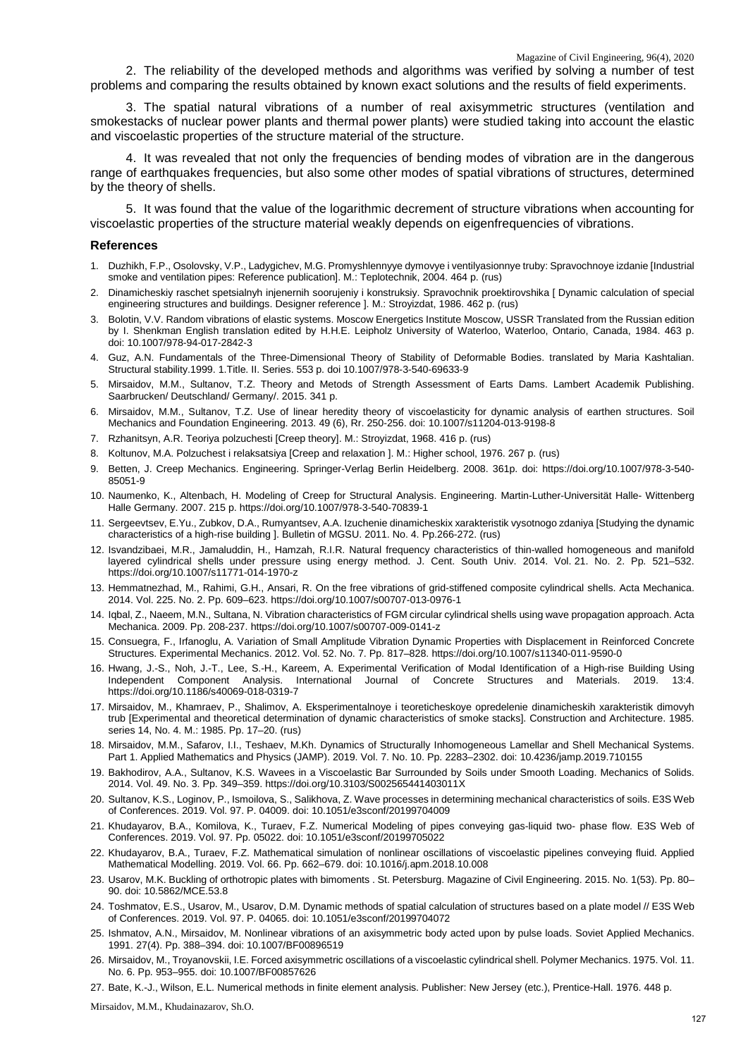2. The reliability of the developed methods and algorithms was verified by solving a number of test problems and comparing the results obtained by known exact solutions and the results of field experiments.

3. The spatial natural vibrations of a number of real axisymmetric structures (ventilation and smokestacks of nuclear power plants and thermal power plants) were studied taking into account the elastic and viscoelastic properties of the structure material of the structure.

4. It was revealed that not only the frequencies of bending modes of vibration are in the dangerous range of earthquakes frequencies, but also some other modes of spatial vibrations of structures, determined by the theory of shells.

5. It was found that the value of the logarithmic decrement of structure vibrations when accounting for viscoelastic properties of the structure material weakly depends on eigenfrequencies of vibrations.

## References

1. Duzhikh, F.P., Osolovsky, V.P., Ladygichev, M.G. Promyshlennyye dymovye i ventilyasionnye truby: Spravochnoye izdanie [Industrial smoke and ventilation pipes: Reference publication]. M.: Teplotechnik, 2004. 464 p. (rus)
2. Dinamicheskiy raschet spetsialnyh injenernih soorujeniy i konstruksiy. Spravochnik proektirovshika [ Dynamic calculation of special engineering structures and buildings. Designer reference ]. M.: Stroyizdat, 1986. 462 p. (rus)
3. Bolotin, V.V. Random vibrations of elastic systems. Moscow Energetics Institute Moscow, USSR Translated from the Russian edition by I. Shenkman English translation edited by H.H.E. Leipholz University of Waterloo, Waterloo, Ontario, Canada, 1984. 463 p. doi: 10.1007/978-94-017-2842-3
4. Guz, A.N. Fundamentals of the Three-Dimensional Theory of Stability of Deformable Bodies. translated by Maria Kashtalian. Structural stability.1999. 1.Title. II. Series. 553 p. doi 10.1007/978-3-540-69633-9
5. Mirsaidov, M.M., Sultanov, T.Z. Theory and Metods of Strength Assessment of Earts Dams. Lambert Academik Publishing. Saarbrucken/ Deutschland/ Germany/. 2015. 341 p.
6. Mirsaidov, M.M., Sultanov, T.Z. Use of linear heredity theory of viscoelasticity for dynamic analysis of earthen structures. Soil Mechanics and Foundation Engineering. 2013. 49 (6), Rr. 250-256. doi: 10.1007/s11204-013-9198-8
7. Rzhanitsyn, A.R. Teoriya polzuchesti [Creep theory]. M.: Stroyizdat, 1968. 416 p. (rus)
8. Koltunov, M.A. Polzuchest i relaksatsiya [Creep and relaxation ]. M.: Higher school, 1976. 267 p. (rus)
9. Betten, J. Creep Mechanics. Engineering. Springer-Verlag Berlin Heidelberg. 2008. 361p. doi: https://doi.org/10.1007/978-3-540-85051-9
10. Naumenko, K., Altenbach, H. Modeling of Creep for Structural Analysis. Engineering. Martin-Luther-Universität Halle- Wittenberg Halle Germany. 2007. 215 p. https://doi.org/10.1007/978-3-540-70839-1
11. Sergeevtsev, E.Yu., Zubkov, D.A., Rumyantsev, A.A. Izuchenie dinamicheskix xarakteristik vysotnogo zdaniya [Studying the dynamic characteristics of a high-rise building ]. Bulletin of MGSU. 2011. No. 4. Pp.266-272. (rus)
12. Isvandzibaei, M.R., Jamaluddin, H., Hamzah, R.I.R. Natural frequency characteristics of thin-walled homogeneous and manifold layered cylindrical shells under pressure using energy method. J. Cent. South Univ. 2014. Vol. 21. No. 2. Pp. 521–532. https://doi.org/10.1007/s11771-014-1970-z
13. Hemmatnezhad, M., Rahimi, G.H., Ansari, R. On the free vibrations of grid-stiffened composite cylindrical shells. Acta Mechanica. 2014. Vol. 225. No. 2. Pp. 609–623. https://doi.org/10.1007/s00707-013-0976-1
14. Iqbal, Z., Naeem, M.N., Sultana, N. Vibration characteristics of FGM circular cylindrical shells using wave propagation approach. Acta Mechanica. 2009. Pp. 208-237. https://doi.org/10.1007/s00707-009-0141-z
15. Consuegra, F., Irfanoglu, A. Variation of Small Amplitude Vibration Dynamic Properties with Displacement in Reinforced Concrete Structures. Experimental Mechanics. 2012. Vol. 52. No. 7. Pp. 817–828. https://doi.org/10.1007/s11340-011-9590-0
16. Hwang, J.-S., Noh, J.-T., Lee, S.-H., Kareem, A. Experimental Verification of Modal Identification of a High-rise Building Using Independent Component Analysis. International Journal of Concrete Structures and Materials. 2019. 13:4. https://doi.org/10.1186/s40069-018-0319-7
17. Mirsaidov, M., Khamraev, P., Shalimov, A. Eksperimentalnoye i teoreticheskoye opredelenie dinamicheskih xarakteristik dimovyh trub [Experimental and theoretical determination of dynamic characteristics of smoke stacks]. Construction and Architecture. 1985. series 14, No. 4. M.: 1985. Pp. 17–20. (rus)
18. Mirsaidov, M.M., Safarov, I.I., Teshaev, M.Kh. Dynamics of Structurally Inhomogeneous Lamellar and Shell Mechanical Systems. Part 1. Applied Mathematics and Physics (JAMP). 2019. Vol. 7. No. 10. Pp. 2283–2302. doi: 10.4236/jamp.2019.710155
19. Bakhodirov, A.A., Sultanov, K.S. Wavees in a Viscoelastic Bar Surrounded by Soils under Smooth Loading. Mechanics of Solids. 2014. Vol. 49. No. 3. Pp. 349–359. https://doi.org/10.3103/S002565441403011X
20. Sultanov, K.S., Loginov, P., Ismoilova, S., Salikhova, Z. Wave processes in determining mechanical characteristics of soils. E3S Web of Conferences. 2019. Vol. 97. P. 04009. doi: 10.1051/e3sconf/20199704009
21. Khudayarov, B.A., Komilova, K., Turaev, F.Z. Numerical Modeling of pipes conveying gas-liquid two- phase flow. E3S Web of Conferences. 2019. Vol. 97. Pp. 05022. doi: 10.1051/e3sconf/20199705022
22. Khudayarov, B.A., Turaev, F.Z. Mathematical simulation of nonlinear oscillations of viscoelastic pipelines conveying fluid. Applied Mathematical Modelling. 2019. Vol. 66. Pp. 662–679. doi: 10.1016/j.apm.2018.10.008
23. Usarov, M.K. Buckling of orthotropic plates with bimoments . St. Petersburg. Magazine of Civil Engineering. 2015. No. 1(53). Pp. 80–90. doi: 10.5862/MCE.53.8
24. Toshmatov, E.S., Usarov, M., Usarov, D.M. Dynamic methods of spatial calculation of structures based on a plate model // E3S Web of Conferences. 2019. Vol. 97. P. 04065. doi: 10.1051/e3sconf/20199704072
25. Ishmatov, A.N., Mirsaidov, M. Nonlinear vibrations of an axisymmetric body acted upon by pulse loads. Soviet Applied Mechanics. 1991. 27(4). Pp. 388–394. doi: 10.1007/BF00896519
26. Mirsaidov, M., Troyanovskii, I.E. Forced axisymmetric oscillations of a viscoelastic cylindrical shell. Polymer Mechanics. 1975. Vol. 11. No. 6. Pp. 953–955. doi: 10.1007/BF00857626
27. Bate, K.-J., Wilson, E.L. Numerical methods in finite element analysis. Publisher: New Jersey (etc.), Prentice-Hall. 1976. 448 p.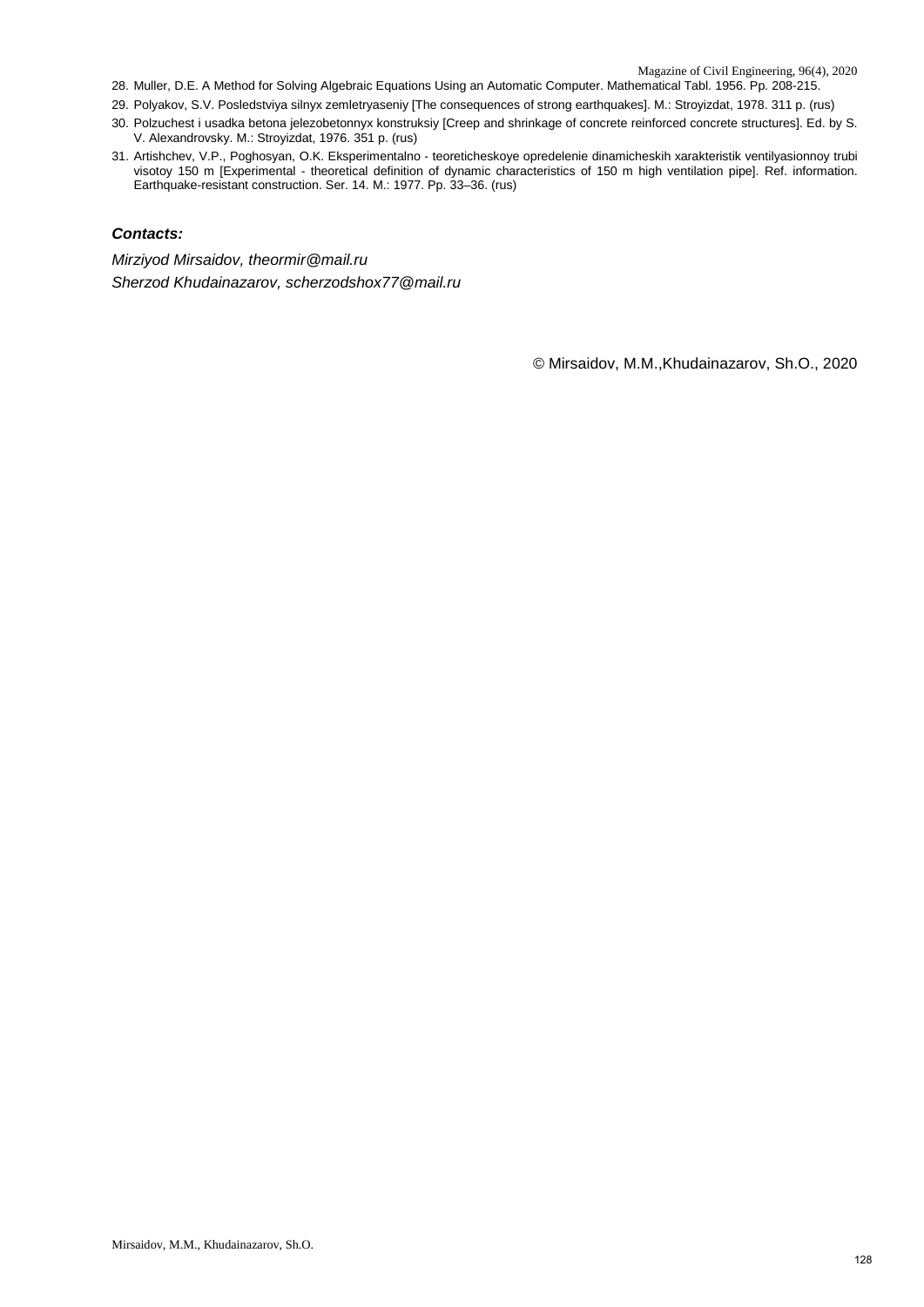28. Muller, D.E. A Method for Solving Algebraic Equations Using an Automatic Computer. Mathematical Tabl. 1956. Pp. 208-215.
29. Polyakov, S.V. Posledstviya silnyx zemletryaseniy [The consequences of strong earthquakes]. M.: Stroyizdat, 1978. 311 p. (rus)
30. Polzuchest i usadka betona jelezobetonnyx konstruksiy [Creep and shrinkage of concrete reinforced concrete structures]. Ed. by S. V. Alexandrovsky. M.: Stroyizdat, 1976. 351 p. (rus)
31. Artishchev, V.P., Poghosyan, O.K. Eksperimentalno - teoreticheskoye opredelenie dinamicheskih xarakteristik ventilyasionnoy trubi visotoy 150 m [Experimental - theoretical definition of dynamic characteristics of 150 m high ventilation pipe]. Ref. information. Earthquake-resistant construction. Ser. 14. M.: 1977. Pp. 33–36. (rus)

***Contacts:***

*Mirziyod Mirsaidov, theormir@mail.ru*
*Sherzod Khudainazarov, scherzodshox77@mail.ru*

© Mirsaidov, M.M.,Khudainazarov, Sh.O., 2020